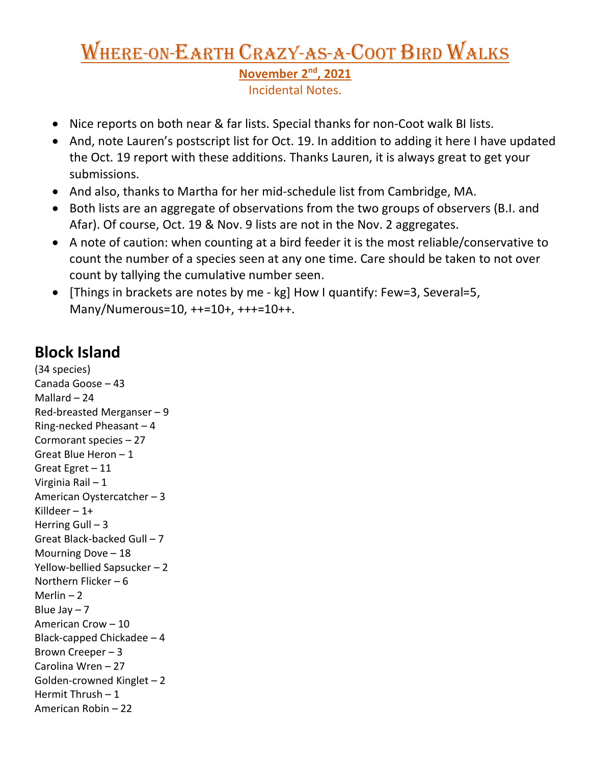# Where-on-Earth Crazy-as-a-Coot Bird Walks

**November 2nd, 2021**

Incidental Notes.

- Nice reports on both near & far lists. Special thanks for non-Coot walk BI lists.
- And, note Lauren's postscript list for Oct. 19. In addition to adding it here I have updated the Oct. 19 report with these additions. Thanks Lauren, it is always great to get your submissions.
- And also, thanks to Martha for her mid-schedule list from Cambridge, MA.
- Both lists are an aggregate of observations from the two groups of observers (B.I. and Afar). Of course, Oct. 19 & Nov. 9 lists are not in the Nov. 2 aggregates.
- A note of caution: when counting at a bird feeder it is the most reliable/conservative to count the number of a species seen at any one time. Care should be taken to not over count by tallying the cumulative number seen.
- [Things in brackets are notes by me - kg] How I quantify: Few=3, Several=5, Many/Numerous=10, ++=10+, +++=10++.

## Block Island

(34 species)

Canada Goose – 43
Mallard – 24
Red-breasted Merganser – 9
Ring-necked Pheasant – 4
Cormorant species – 27
Great Blue Heron – 1
Great Egret – 11
Virginia Rail – 1
American Oystercatcher – 3
Killdeer – 1+
Herring Gull – 3
Great Black-backed Gull – 7
Mourning Dove – 18
Yellow-bellied Sapsucker – 2
Northern Flicker – 6
Merlin – 2
Blue Jay – 7
American Crow – 10
Black-capped Chickadee – 4
Brown Creeper – 3
Carolina Wren – 27
Golden-crowned Kinglet – 2
Hermit Thrush – 1
American Robin – 22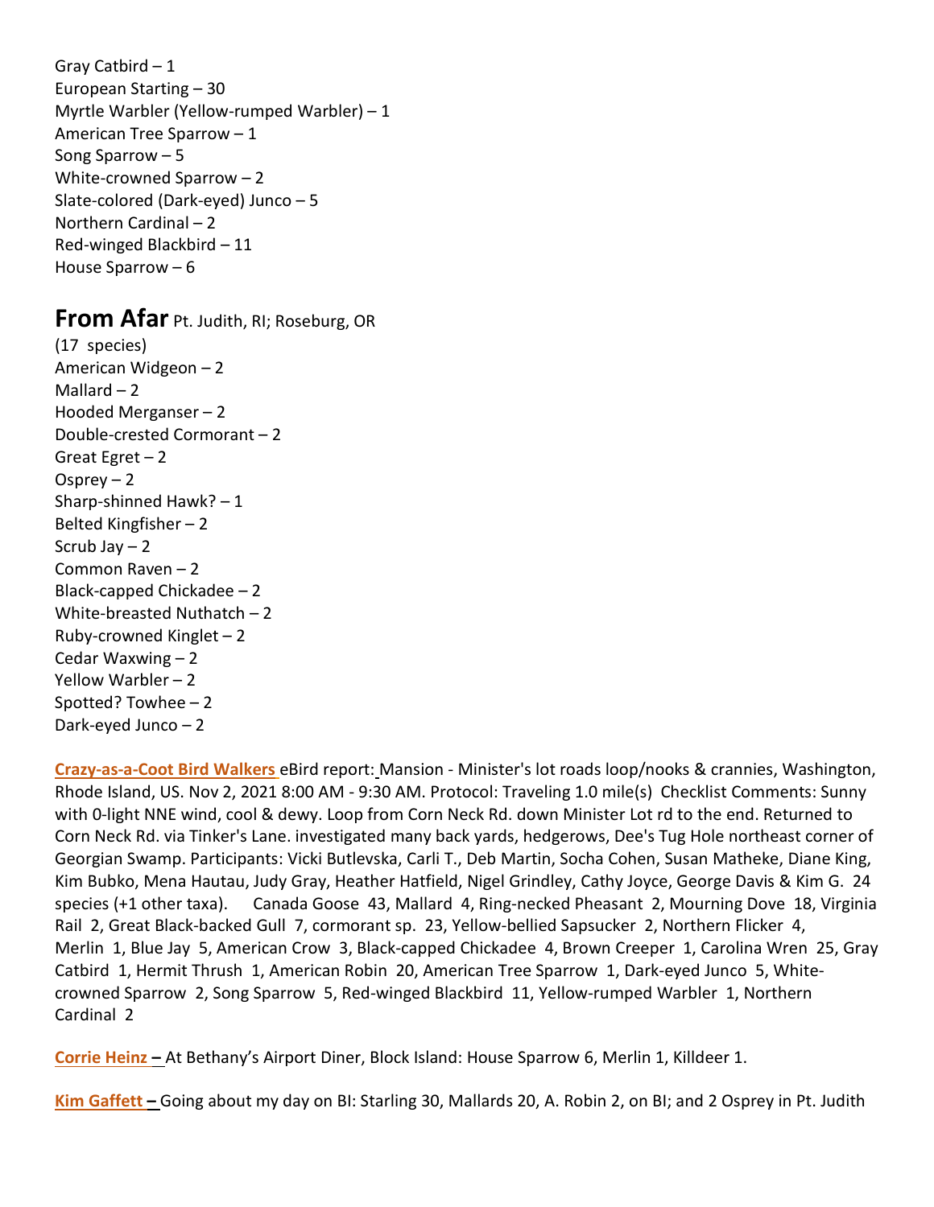Gray Catbird – 1
European Starting – 30
Myrtle Warbler (Yellow-rumped Warbler) – 1
American Tree Sparrow – 1
Song Sparrow – 5
White-crowned Sparrow – 2
Slate-colored (Dark-eyed) Junco – 5
Northern Cardinal – 2
Red-winged Blackbird – 11
House Sparrow – 6

## **From Afar** Pt. Judith, RI; Roseburg, OR

(17 species)
American Widgeon – 2
Mallard – 2
Hooded Merganser – 2
Double-crested Cormorant – 2
Great Egret – 2
Osprey – 2
Sharp-shinned Hawk? – 1
Belted Kingfisher – 2
Scrub Jay – 2
Common Raven – 2
Black-capped Chickadee – 2
White-breasted Nuthatch – 2
Ruby-crowned Kinglet – 2
Cedar Waxwing – 2
Yellow Warbler – 2
Spotted? Towhee – 2
Dark-eyed Junco – 2

**Crazy-as-a-Coot Bird Walkers** eBird report: Mansion - Minister's lot roads loop/nooks & crannies, Washington, Rhode Island, US. Nov 2, 2021 8:00 AM - 9:30 AM. Protocol: Traveling 1.0 mile(s) Checklist Comments: Sunny with 0-light NNE wind, cool & dewy. Loop from Corn Neck Rd. down Minister Lot rd to the end. Returned to Corn Neck Rd. via Tinker's Lane. investigated many back yards, hedgerows, Dee's Tug Hole northeast corner of Georgian Swamp. Participants: Vicki Butlevska, Carli T., Deb Martin, Socha Cohen, Susan Matheke, Diane King, Kim Bubko, Mena Hautau, Judy Gray, Heather Hatfield, Nigel Grindley, Cathy Joyce, George Davis & Kim G. 24 species (+1 other taxa). Canada Goose 43, Mallard 4, Ring-necked Pheasant 2, Mourning Dove 18, Virginia Rail 2, Great Black-backed Gull 7, cormorant sp. 23, Yellow-bellied Sapsucker 2, Northern Flicker 4, Merlin 1, Blue Jay 5, American Crow 3, Black-capped Chickadee 4, Brown Creeper 1, Carolina Wren 25, Gray Catbird 1, Hermit Thrush 1, American Robin 20, American Tree Sparrow 1, Dark-eyed Junco 5, White-crowned Sparrow 2, Song Sparrow 5, Red-winged Blackbird 11, Yellow-rumped Warbler 1, Northern Cardinal 2

**Corrie Heinz –** At Bethany's Airport Diner, Block Island: House Sparrow 6, Merlin 1, Killdeer 1.

**Kim Gaffett –** Going about my day on BI: Starling 30, Mallards 20, A. Robin 2, on BI; and 2 Osprey in Pt. Judith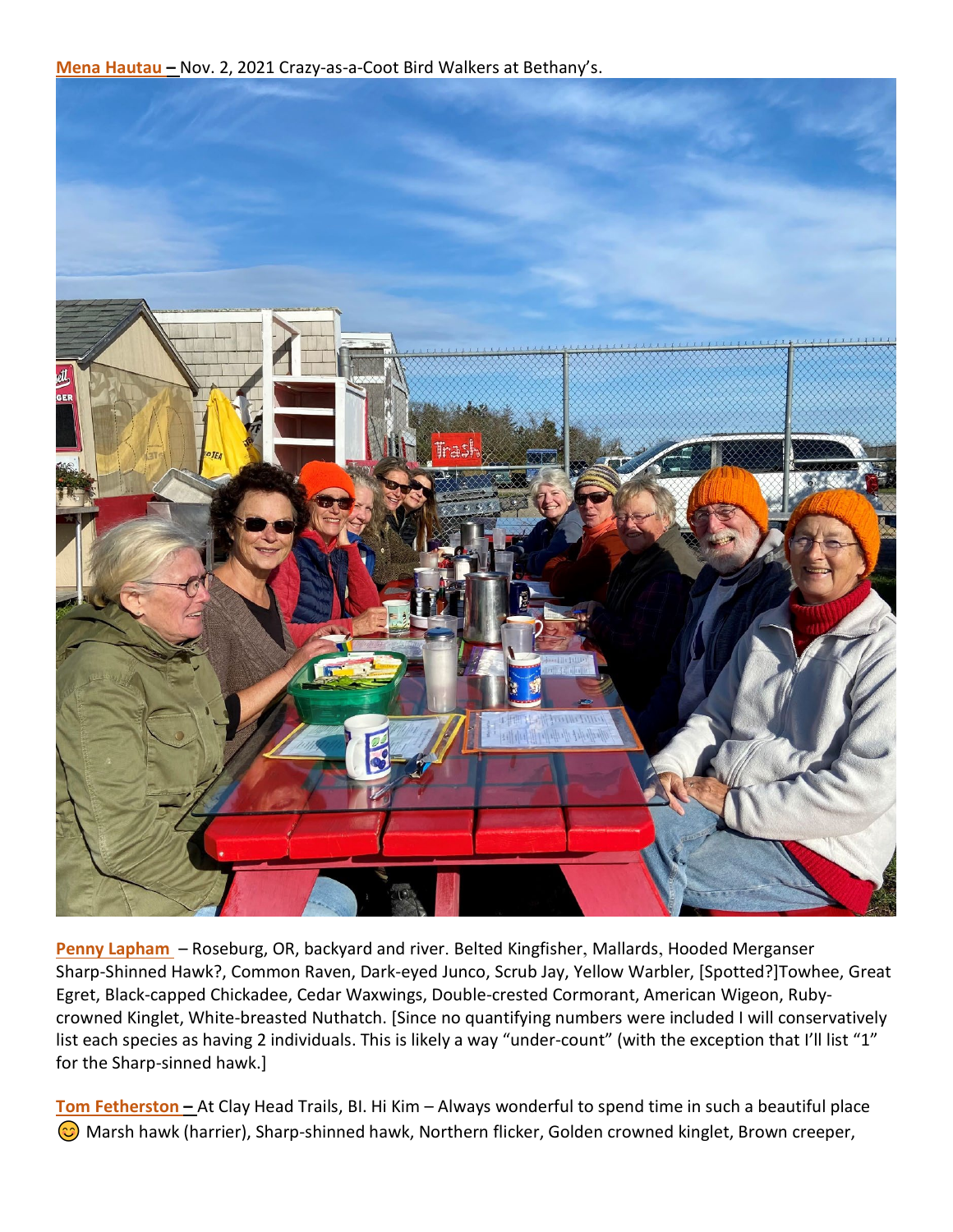**Mena Hautau –** Nov. 2, 2021 Crazy-as-a-Coot Bird Walkers at Bethany's.

**Penny Lapham** – Roseburg, OR, backyard and river. Belted Kingfisher, Mallards, Hooded Merganser Sharp-Shinned Hawk?, Common Raven, Dark-eyed Junco, Scrub Jay, Yellow Warbler, [Spotted?]Towhee, Great Egret, Black-capped Chickadee, Cedar Waxwings, Double-crested Cormorant, American Wigeon, Ruby-crowned Kinglet, White-breasted Nuthatch. [Since no quantifying numbers were included I will conservatively list each species as having 2 individuals. This is likely a way "under-count" (with the exception that I'll list "1" for the Sharp-sinned hawk.]

**Tom Fetherston –** At Clay Head Trails, BI. Hi Kim – Always wonderful to spend time in such a beautiful place 😊 Marsh hawk (harrier), Sharp-shinned hawk, Northern flicker, Golden crowned kinglet, Brown creeper,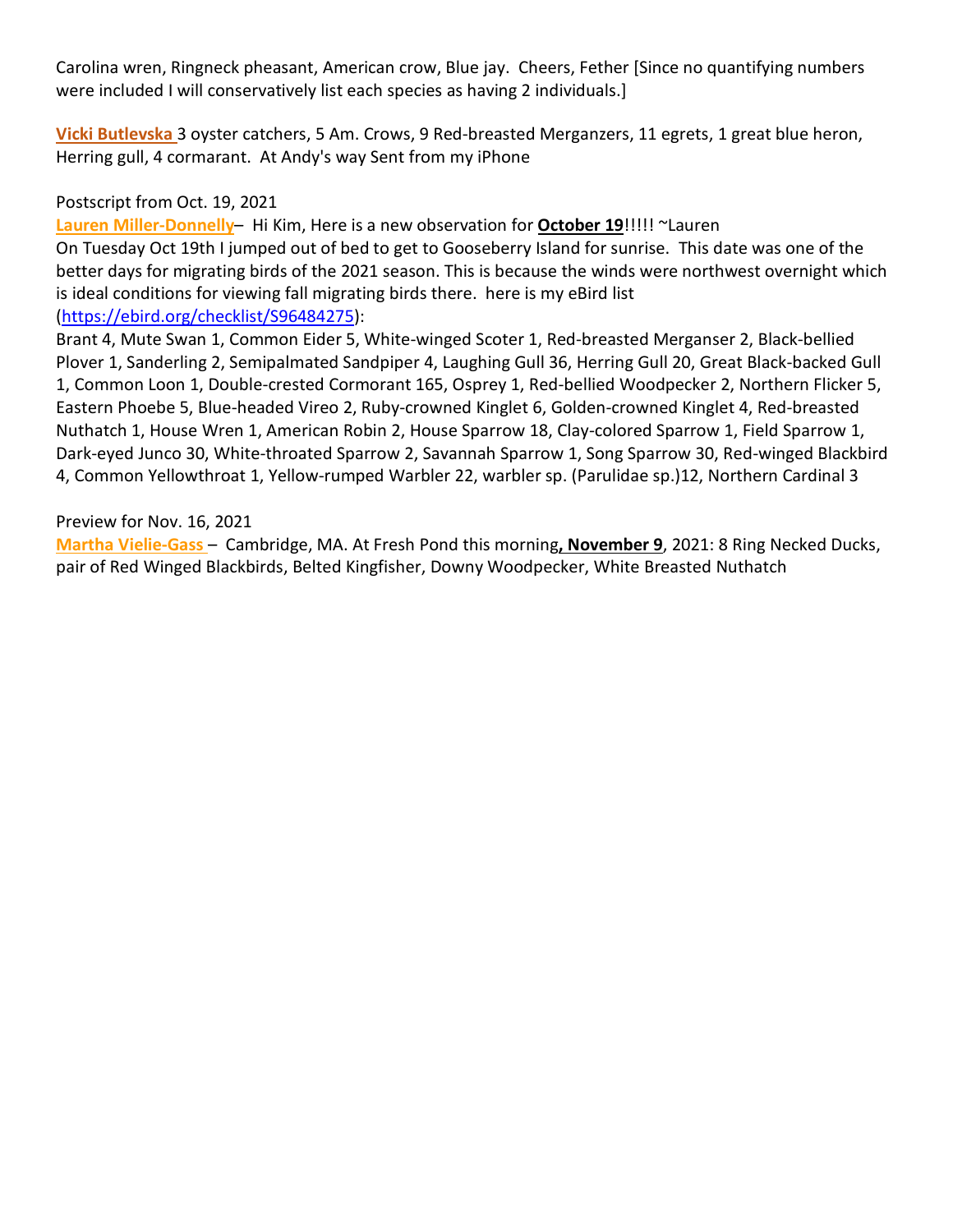Carolina wren, Ringneck pheasant, American crow, Blue jay. Cheers, Fether [Since no quantifying numbers were included I will conservatively list each species as having 2 individuals.]

**Vicki Butlevska** 3 oyster catchers, 5 Am. Crows, 9 Red-breasted Merganzers, 11 egrets, 1 great blue heron, Herring gull, 4 cormarant. At Andy's way Sent from my iPhone

Postscript from Oct. 19, 2021

**Lauren Miller-Donnelly**– Hi Kim, Here is a new observation for **October 19**!!!!! ~Lauren

On Tuesday Oct 19th I jumped out of bed to get to Gooseberry Island for sunrise. This date was one of the better days for migrating birds of the 2021 season. This is because the winds were northwest overnight which is ideal conditions for viewing fall migrating birds there. here is my eBird list (https://ebird.org/checklist/S96484275):

Brant 4, Mute Swan 1, Common Eider 5, White-winged Scoter 1, Red-breasted Merganser 2, Black-bellied Plover 1, Sanderling 2, Semipalmated Sandpiper 4, Laughing Gull 36, Herring Gull 20, Great Black-backed Gull 1, Common Loon 1, Double-crested Cormorant 165, Osprey 1, Red-bellied Woodpecker 2, Northern Flicker 5, Eastern Phoebe 5, Blue-headed Vireo 2, Ruby-crowned Kinglet 6, Golden-crowned Kinglet 4, Red-breasted Nuthatch 1, House Wren 1, American Robin 2, House Sparrow 18, Clay-colored Sparrow 1, Field Sparrow 1, Dark-eyed Junco 30, White-throated Sparrow 2, Savannah Sparrow 1, Song Sparrow 30, Red-winged Blackbird 4, Common Yellowthroat 1, Yellow-rumped Warbler 22, warbler sp. (Parulidae sp.)12, Northern Cardinal 3

Preview for Nov. 16, 2021

**Martha Vielie-Gass** – Cambridge, MA. At Fresh Pond this morning**, November 9**, 2021: 8 Ring Necked Ducks, pair of Red Winged Blackbirds, Belted Kingfisher, Downy Woodpecker, White Breasted Nuthatch